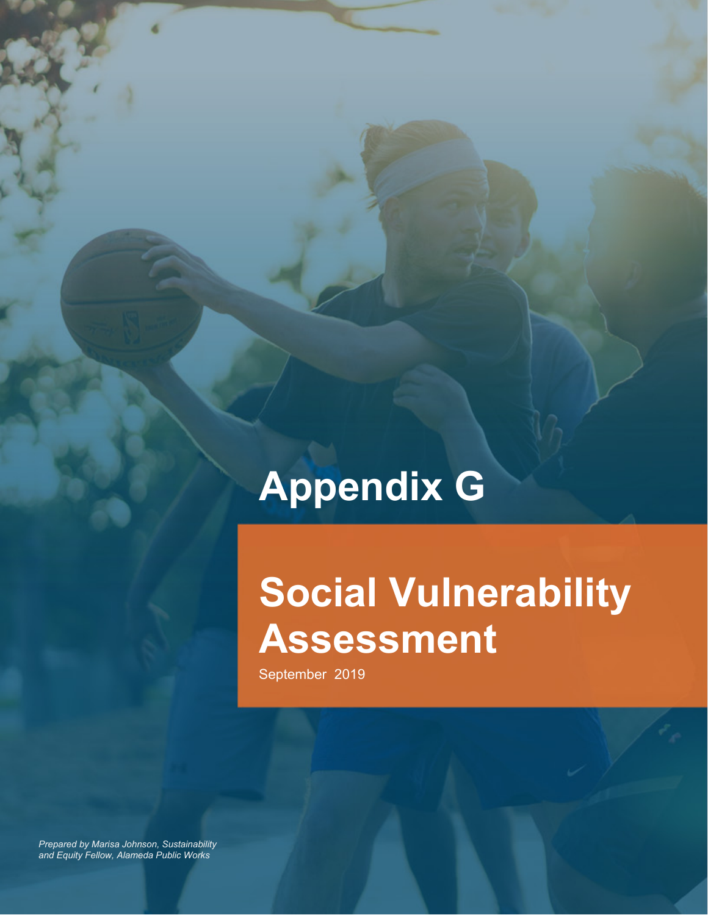# Appendix G

# Social Vulnerability Assessment

September 2019

*Prepared by Marisa Johnson, Sustainability and Equity Fellow, Alameda Public Works*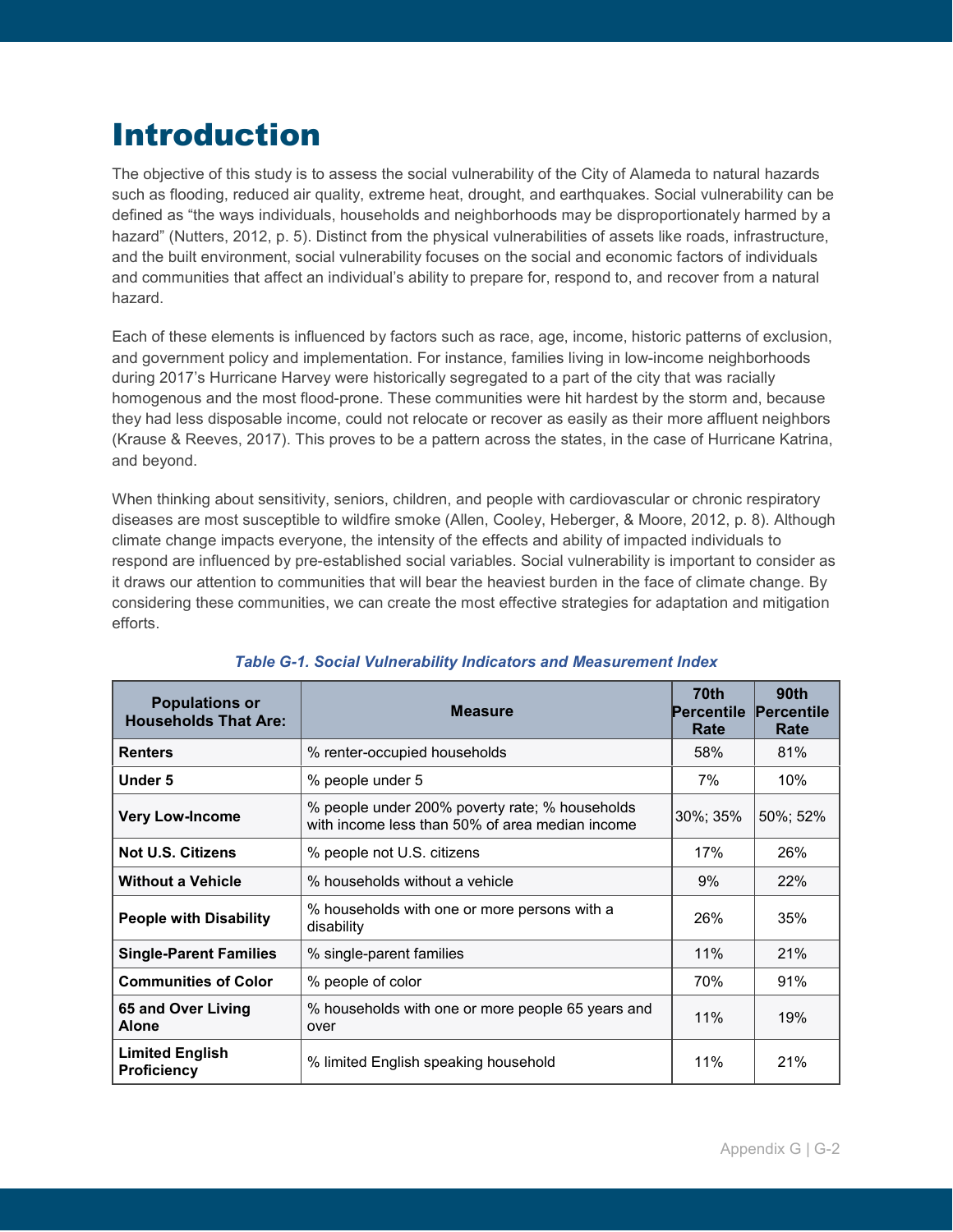# Introduction

The objective of this study is to assess the social vulnerability of the City of Alameda to natural hazards such as flooding, reduced air quality, extreme heat, drought, and earthquakes. Social vulnerability can be defined as "the ways individuals, households and neighborhoods may be disproportionately harmed by a hazard" (Nutters, 2012, p. 5). Distinct from the physical vulnerabilities of assets like roads, infrastructure, and the built environment, social vulnerability focuses on the social and economic factors of individuals and communities that affect an individual's ability to prepare for, respond to, and recover from a natural hazard.

Each of these elements is influenced by factors such as race, age, income, historic patterns of exclusion, and government policy and implementation. For instance, families living in low-income neighborhoods during 2017's Hurricane Harvey were historically segregated to a part of the city that was racially homogenous and the most flood-prone. These communities were hit hardest by the storm and, because they had less disposable income, could not relocate or recover as easily as their more affluent neighbors (Krause & Reeves, 2017). This proves to be a pattern across the states, in the case of Hurricane Katrina, and beyond.

When thinking about sensitivity, seniors, children, and people with cardiovascular or chronic respiratory diseases are most susceptible to wildfire smoke (Allen, Cooley, Heberger, & Moore, 2012, p. 8). Although climate change impacts everyone, the intensity of the effects and ability of impacted individuals to respond are influenced by pre-established social variables. Social vulnerability is important to consider as it draws our attention to communities that will bear the heaviest burden in the face of climate change. By considering these communities, we can create the most effective strategies for adaptation and mitigation efforts.

*Table G-1. Social Vulnerability Indicators and Measurement Index*

| Populations or Households That Are: | Measure | 70th Percentile Rate | 90th Percentile Rate |
|---|---|---|---|
| **Renters** | % renter-occupied households | 58% | 81% |
| **Under 5** | % people under 5 | 7% | 10% |
| **Very Low-Income** | % people under 200% poverty rate; % households with income less than 50% of area median income | 30%; 35% | 50%; 52% |
| **Not U.S. Citizens** | % people not U.S. citizens | 17% | 26% |
| **Without a Vehicle** | % households without a vehicle | 9% | 22% |
| **People with Disability** | % households with one or more persons with a disability | 26% | 35% |
| **Single-Parent Families** | % single-parent families | 11% | 21% |
| **Communities of Color** | % people of color | 70% | 91% |
| **65 and Over Living Alone** | % households with one or more people 65 years and over | 11% | 19% |
| **Limited English Proficiency** | % limited English speaking household | 11% | 21% |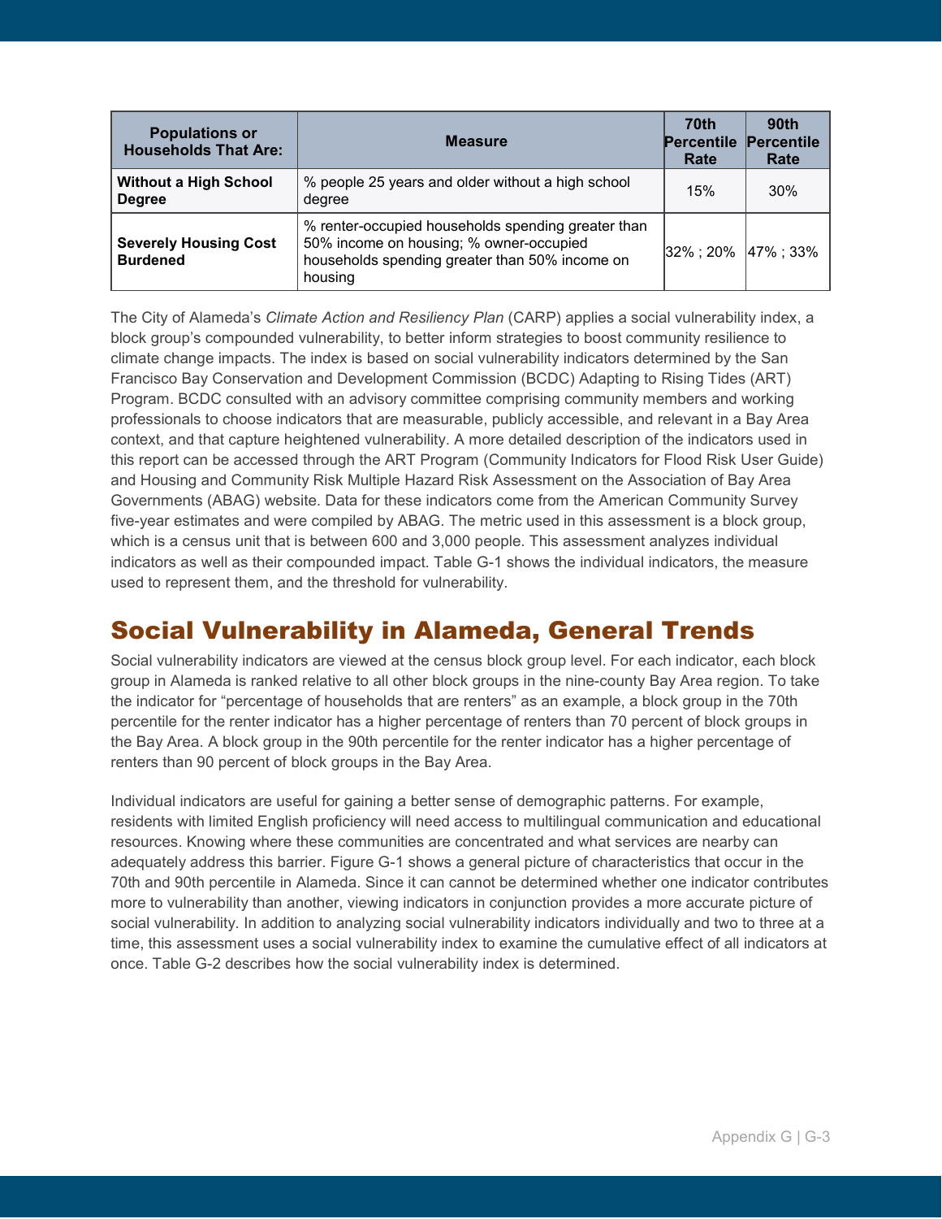| Populations or Households That Are: | Measure | 70th Percentile Rate | 90th Percentile Rate |
|---|---|---|---|
| **Without a High School Degree** | % people 25 years and older without a high school degree | 15% | 30% |
| **Severely Housing Cost Burdened** | % renter-occupied households spending greater than 50% income on housing; % owner-occupied households spending greater than 50% income on housing | 32% ; 20% | 47% ; 33% |

The City of Alameda's *Climate Action and Resiliency Plan* (CARP) applies a social vulnerability index, a block group's compounded vulnerability, to better inform strategies to boost community resilience to climate change impacts. The index is based on social vulnerability indicators determined by the San Francisco Bay Conservation and Development Commission (BCDC) Adapting to Rising Tides (ART) Program. BCDC consulted with an advisory committee comprising community members and working professionals to choose indicators that are measurable, publicly accessible, and relevant in a Bay Area context, and that capture heightened vulnerability. A more detailed description of the indicators used in this report can be accessed through the ART Program (Community Indicators for Flood Risk User Guide) and Housing and Community Risk Multiple Hazard Risk Assessment on the Association of Bay Area Governments (ABAG) website. Data for these indicators come from the American Community Survey five-year estimates and were compiled by ABAG. The metric used in this assessment is a block group, which is a census unit that is between 600 and 3,000 people. This assessment analyzes individual indicators as well as their compounded impact. Table G-1 shows the individual indicators, the measure used to represent them, and the threshold for vulnerability.

## Social Vulnerability in Alameda, General Trends

Social vulnerability indicators are viewed at the census block group level. For each indicator, each block group in Alameda is ranked relative to all other block groups in the nine-county Bay Area region. To take the indicator for "percentage of households that are renters" as an example, a block group in the 70th percentile for the renter indicator has a higher percentage of renters than 70 percent of block groups in the Bay Area. A block group in the 90th percentile for the renter indicator has a higher percentage of renters than 90 percent of block groups in the Bay Area.

Individual indicators are useful for gaining a better sense of demographic patterns. For example, residents with limited English proficiency will need access to multilingual communication and educational resources. Knowing where these communities are concentrated and what services are nearby can adequately address this barrier. Figure G-1 shows a general picture of characteristics that occur in the 70th and 90th percentile in Alameda. Since it can cannot be determined whether one indicator contributes more to vulnerability than another, viewing indicators in conjunction provides a more accurate picture of social vulnerability. In addition to analyzing social vulnerability indicators individually and two to three at a time, this assessment uses a social vulnerability index to examine the cumulative effect of all indicators at once. Table G-2 describes how the social vulnerability index is determined.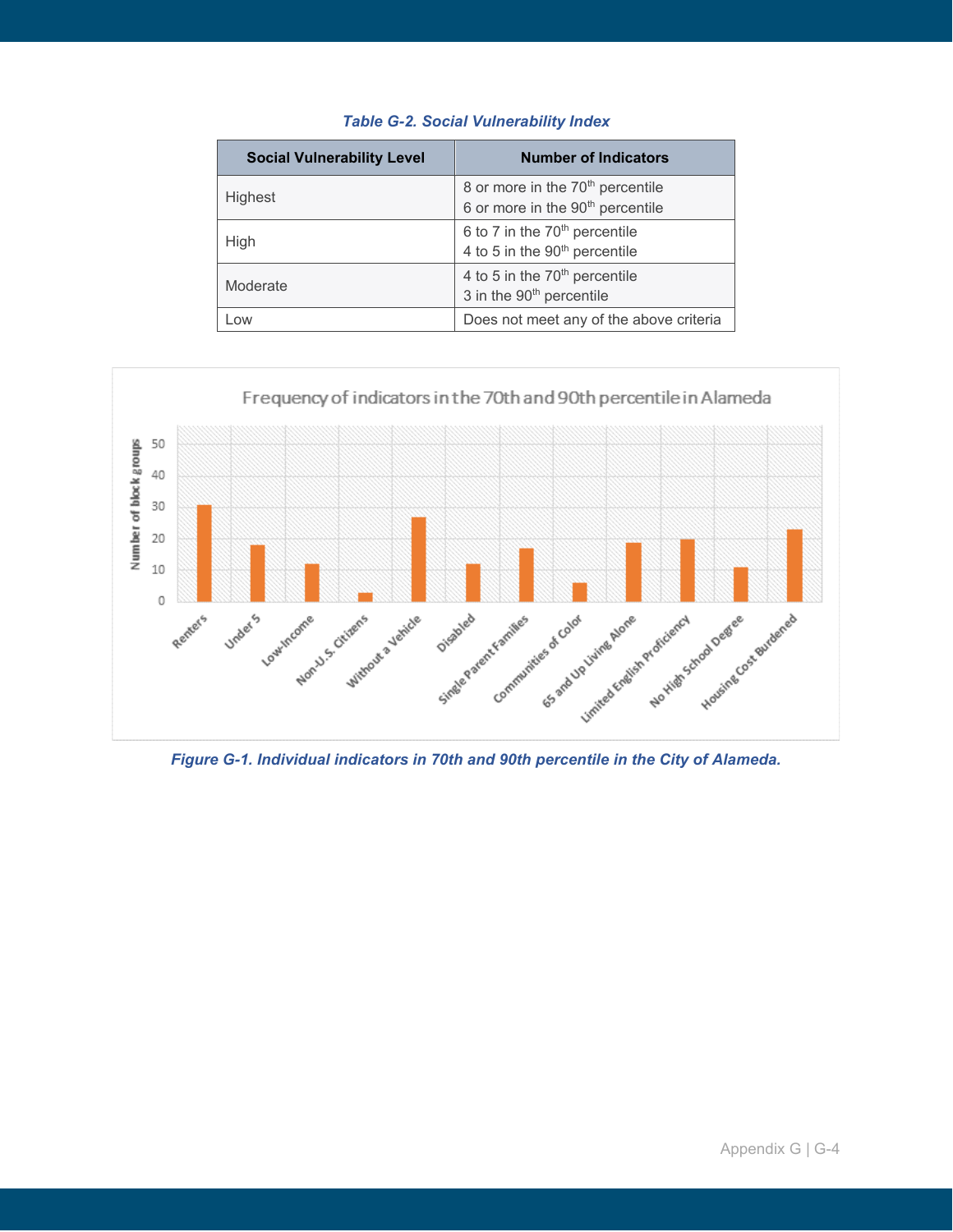*Table G-2. Social Vulnerability Index*

| Social Vulnerability Level | Number of Indicators |
| --- | --- |
| Highest | 8 or more in the 70th percentile<br>6 or more in the 90th percentile |
| High | 6 to 7 in the 70th percentile<br>4 to 5 in the 90th percentile |
| Moderate | 4 to 5 in the 70th percentile<br>3 in the 90th percentile |
| Low | Does not meet any of the above criteria |

*Figure G-1. Individual indicators in 70th and 90th percentile in the City of Alameda.*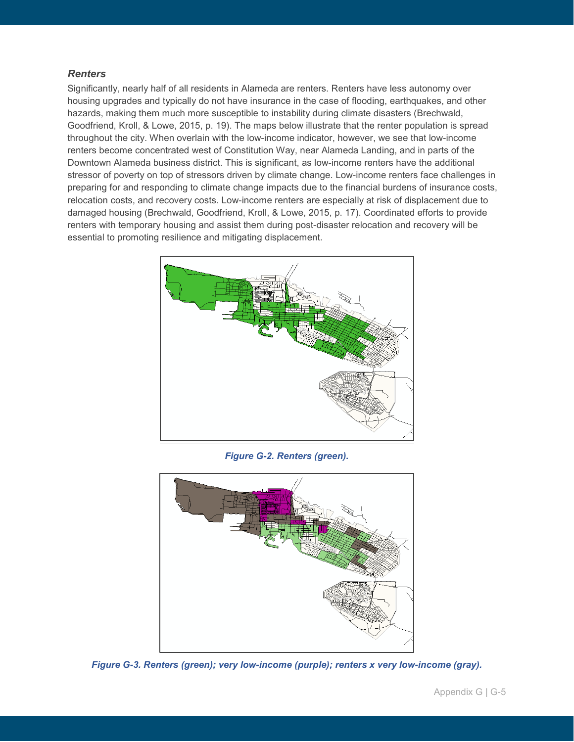### *Renters*

Significantly, nearly half of all residents in Alameda are renters. Renters have less autonomy over housing upgrades and typically do not have insurance in the case of flooding, earthquakes, and other hazards, making them much more susceptible to instability during climate disasters (Brechwald, Goodfriend, Kroll, & Lowe, 2015, p. 19). The maps below illustrate that the renter population is spread throughout the city. When overlain with the low-income indicator, however, we see that low-income renters become concentrated west of Constitution Way, near Alameda Landing, and in parts of the Downtown Alameda business district. This is significant, as low-income renters have the additional stressor of poverty on top of stressors driven by climate change. Low-income renters face challenges in preparing for and responding to climate change impacts due to the financial burdens of insurance costs, relocation costs, and recovery costs. Low-income renters are especially at risk of displacement due to damaged housing (Brechwald, Goodfriend, Kroll, & Lowe, 2015, p. 17). Coordinated efforts to provide renters with temporary housing and assist them during post-disaster relocation and recovery will be essential to promoting resilience and mitigating displacement.

***Figure G-2. Renters (green).***

***Figure G-3. Renters (green); very low-income (purple); renters x very low-income (gray).***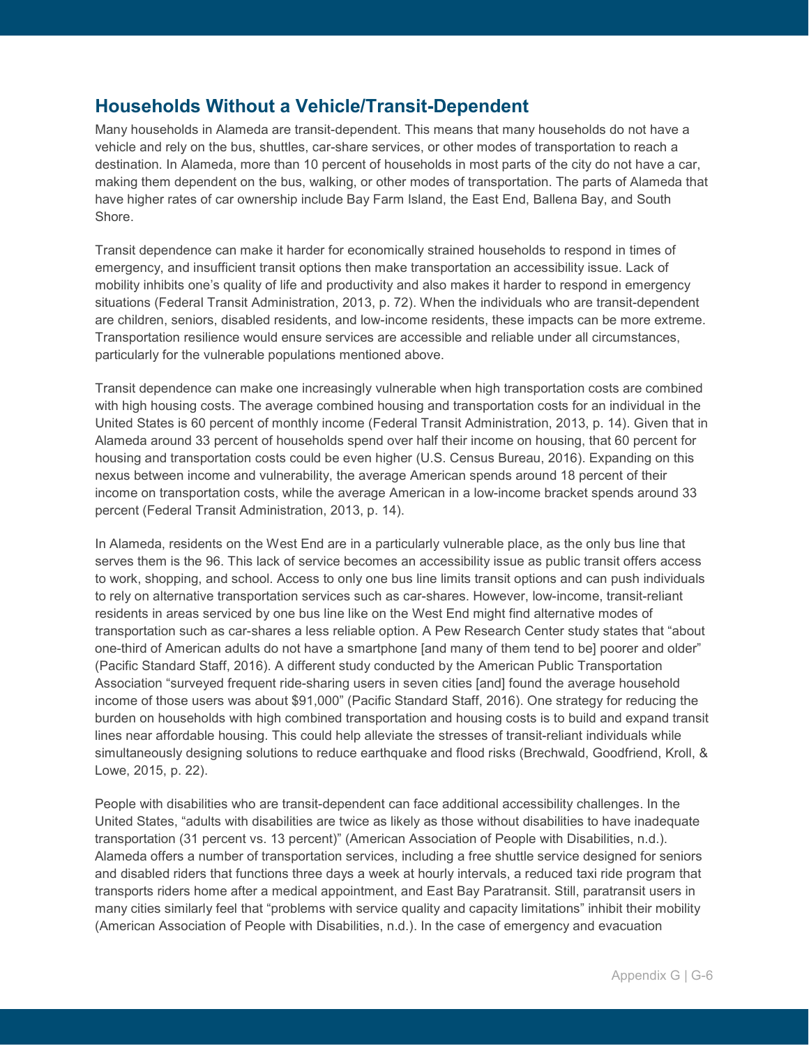## Households Without a Vehicle/Transit-Dependent

Many households in Alameda are transit-dependent. This means that many households do not have a vehicle and rely on the bus, shuttles, car-share services, or other modes of transportation to reach a destination. In Alameda, more than 10 percent of households in most parts of the city do not have a car, making them dependent on the bus, walking, or other modes of transportation. The parts of Alameda that have higher rates of car ownership include Bay Farm Island, the East End, Ballena Bay, and South Shore.

Transit dependence can make it harder for economically strained households to respond in times of emergency, and insufficient transit options then make transportation an accessibility issue. Lack of mobility inhibits one's quality of life and productivity and also makes it harder to respond in emergency situations (Federal Transit Administration, 2013, p. 72). When the individuals who are transit-dependent are children, seniors, disabled residents, and low-income residents, these impacts can be more extreme. Transportation resilience would ensure services are accessible and reliable under all circumstances, particularly for the vulnerable populations mentioned above.

Transit dependence can make one increasingly vulnerable when high transportation costs are combined with high housing costs. The average combined housing and transportation costs for an individual in the United States is 60 percent of monthly income (Federal Transit Administration, 2013, p. 14). Given that in Alameda around 33 percent of households spend over half their income on housing, that 60 percent for housing and transportation costs could be even higher (U.S. Census Bureau, 2016). Expanding on this nexus between income and vulnerability, the average American spends around 18 percent of their income on transportation costs, while the average American in a low-income bracket spends around 33 percent (Federal Transit Administration, 2013, p. 14).

In Alameda, residents on the West End are in a particularly vulnerable place, as the only bus line that serves them is the 96. This lack of service becomes an accessibility issue as public transit offers access to work, shopping, and school. Access to only one bus line limits transit options and can push individuals to rely on alternative transportation services such as car-shares. However, low-income, transit-reliant residents in areas serviced by one bus line like on the West End might find alternative modes of transportation such as car-shares a less reliable option. A Pew Research Center study states that "about one-third of American adults do not have a smartphone [and many of them tend to be] poorer and older" (Pacific Standard Staff, 2016). A different study conducted by the American Public Transportation Association "surveyed frequent ride-sharing users in seven cities [and] found the average household income of those users was about $91,000" (Pacific Standard Staff, 2016). One strategy for reducing the burden on households with high combined transportation and housing costs is to build and expand transit lines near affordable housing. This could help alleviate the stresses of transit-reliant individuals while simultaneously designing solutions to reduce earthquake and flood risks (Brechwald, Goodfriend, Kroll, & Lowe, 2015, p. 22).

People with disabilities who are transit-dependent can face additional accessibility challenges. In the United States, "adults with disabilities are twice as likely as those without disabilities to have inadequate transportation (31 percent vs. 13 percent)" (American Association of People with Disabilities, n.d.). Alameda offers a number of transportation services, including a free shuttle service designed for seniors and disabled riders that functions three days a week at hourly intervals, a reduced taxi ride program that transports riders home after a medical appointment, and East Bay Paratransit. Still, paratransit users in many cities similarly feel that "problems with service quality and capacity limitations" inhibit their mobility (American Association of People with Disabilities, n.d.). In the case of emergency and evacuation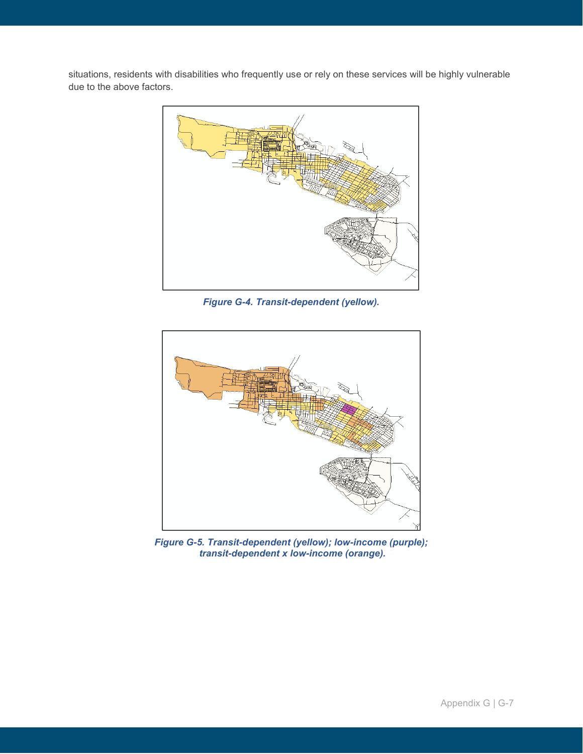situations, residents with disabilities who frequently use or rely on these services will be highly vulnerable due to the above factors.

*Figure G-4. Transit-dependent (yellow).*

*Figure G-5. Transit-dependent (yellow); low-income (purple); transit-dependent x low-income (orange).*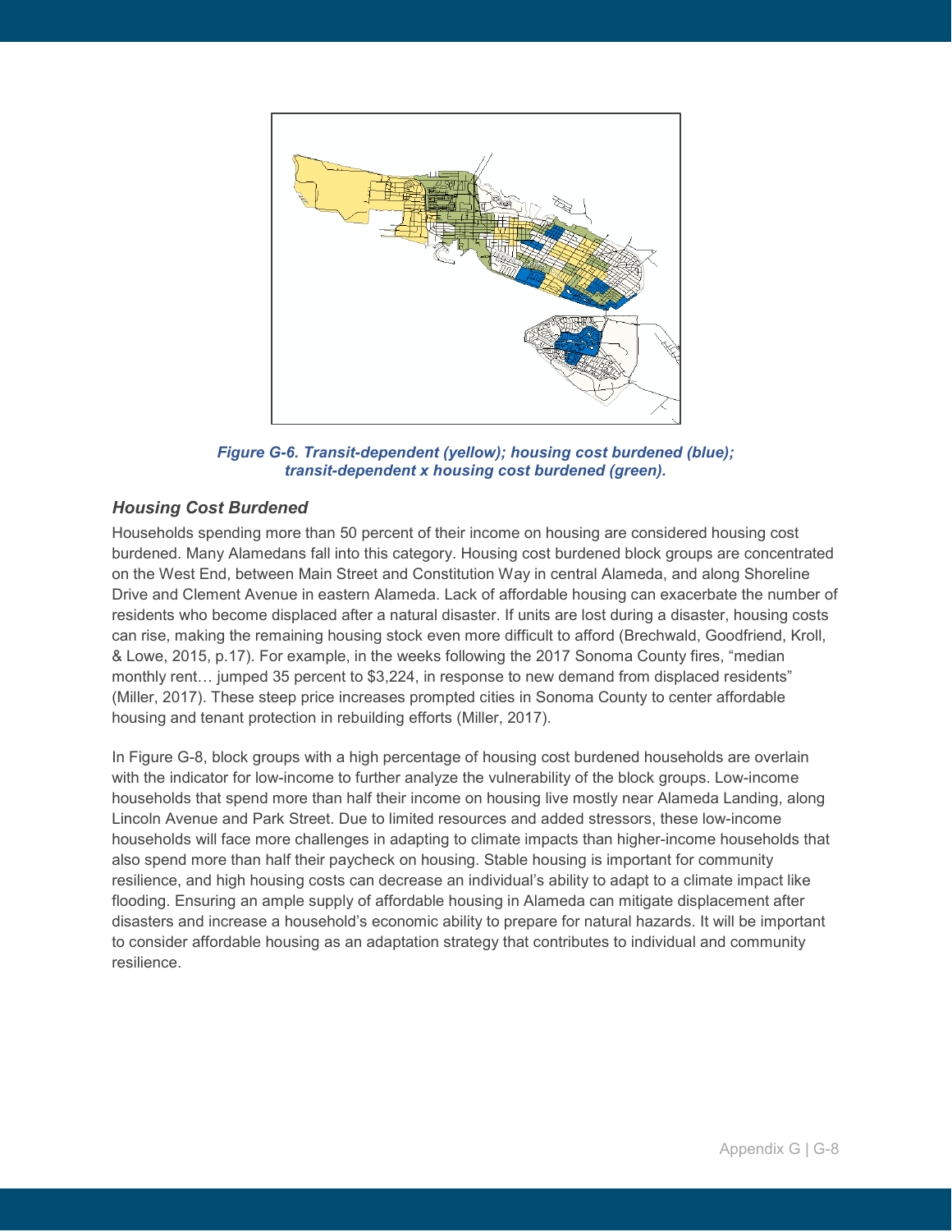*Figure G-6. Transit-dependent (yellow); housing cost burdened (blue); transit-dependent x housing cost burdened (green).*

### *Housing Cost Burdened*

Households spending more than 50 percent of their income on housing are considered housing cost burdened. Many Alamedans fall into this category. Housing cost burdened block groups are concentrated on the West End, between Main Street and Constitution Way in central Alameda, and along Shoreline Drive and Clement Avenue in eastern Alameda. Lack of affordable housing can exacerbate the number of residents who become displaced after a natural disaster. If units are lost during a disaster, housing costs can rise, making the remaining housing stock even more difficult to afford (Brechwald, Goodfriend, Kroll, & Lowe, 2015, p.17). For example, in the weeks following the 2017 Sonoma County fires, "median monthly rent… jumped 35 percent to $3,224, in response to new demand from displaced residents" (Miller, 2017). These steep price increases prompted cities in Sonoma County to center affordable housing and tenant protection in rebuilding efforts (Miller, 2017).

In Figure G-8, block groups with a high percentage of housing cost burdened households are overlain with the indicator for low-income to further analyze the vulnerability of the block groups. Low-income households that spend more than half their income on housing live mostly near Alameda Landing, along Lincoln Avenue and Park Street. Due to limited resources and added stressors, these low-income households will face more challenges in adapting to climate impacts than higher-income households that also spend more than half their paycheck on housing. Stable housing is important for community resilience, and high housing costs can decrease an individual's ability to adapt to a climate impact like flooding. Ensuring an ample supply of affordable housing in Alameda can mitigate displacement after disasters and increase a household's economic ability to prepare for natural hazards. It will be important to consider affordable housing as an adaptation strategy that contributes to individual and community resilience.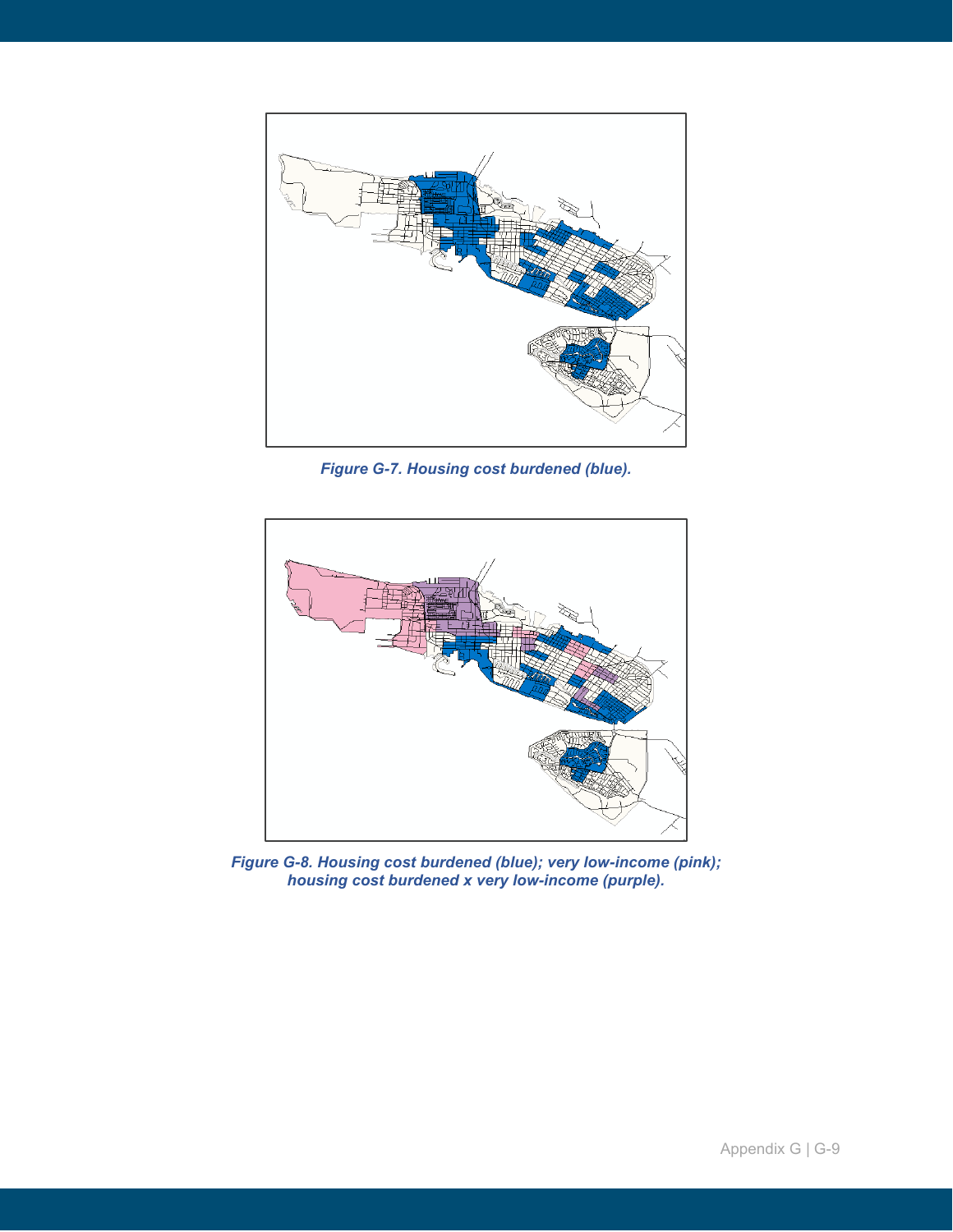*Figure G-7. Housing cost burdened (blue).*

*Figure G-8. Housing cost burdened (blue); very low-income (pink); housing cost burdened x very low-income (purple).*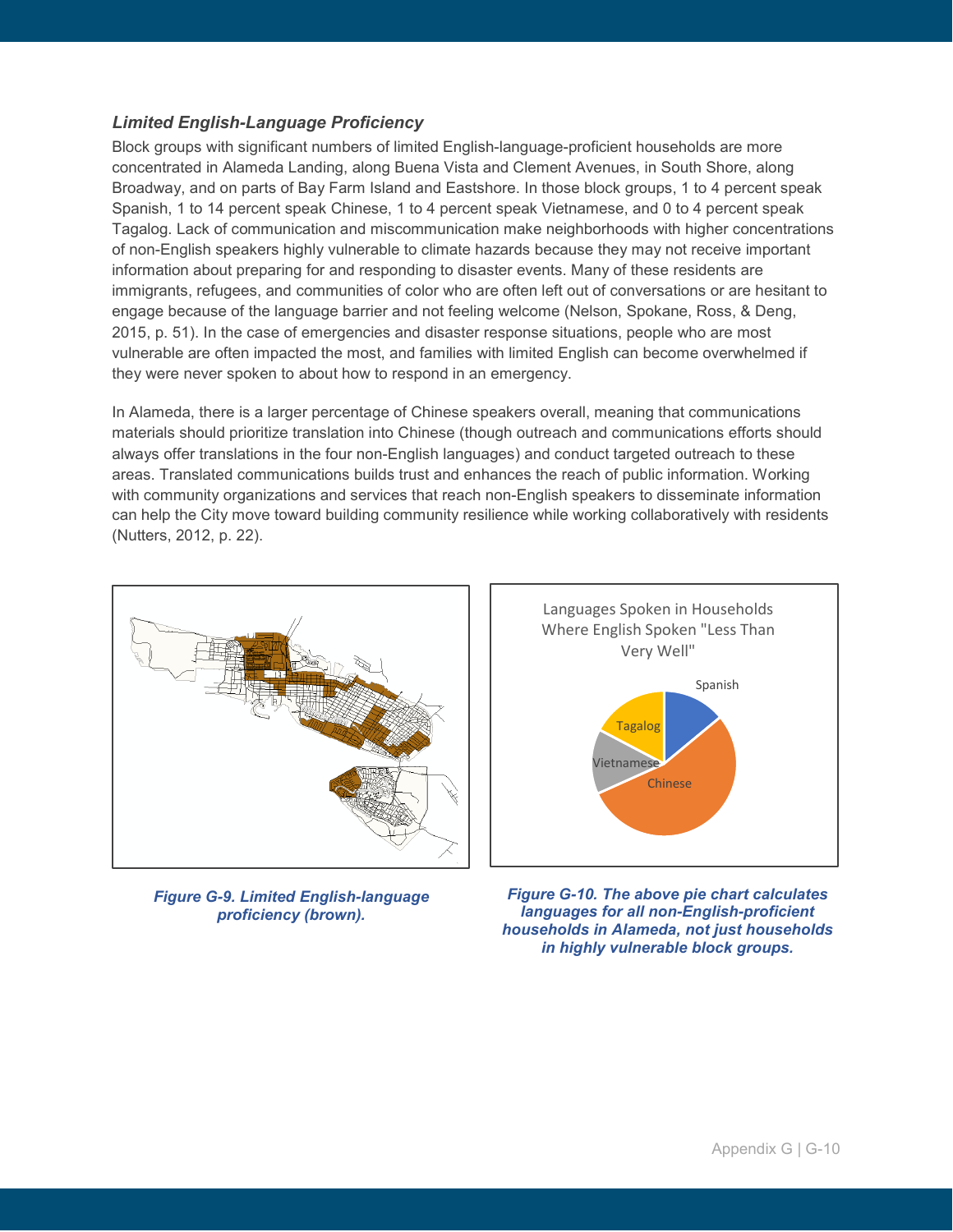### *Limited English-Language Proficiency*

Block groups with significant numbers of limited English-language-proficient households are more concentrated in Alameda Landing, along Buena Vista and Clement Avenues, in South Shore, along Broadway, and on parts of Bay Farm Island and Eastshore. In those block groups, 1 to 4 percent speak Spanish, 1 to 14 percent speak Chinese, 1 to 4 percent speak Vietnamese, and 0 to 4 percent speak Tagalog. Lack of communication and miscommunication make neighborhoods with higher concentrations of non-English speakers highly vulnerable to climate hazards because they may not receive important information about preparing for and responding to disaster events. Many of these residents are immigrants, refugees, and communities of color who are often left out of conversations or are hesitant to engage because of the language barrier and not feeling welcome (Nelson, Spokane, Ross, & Deng, 2015, p. 51). In the case of emergencies and disaster response situations, people who are most vulnerable are often impacted the most, and families with limited English can become overwhelmed if they were never spoken to about how to respond in an emergency.

In Alameda, there is a larger percentage of Chinese speakers overall, meaning that communications materials should prioritize translation into Chinese (though outreach and communications efforts should always offer translations in the four non-English languages) and conduct targeted outreach to these areas. Translated communications builds trust and enhances the reach of public information. Working with community organizations and services that reach non-English speakers to disseminate information can help the City move toward building community resilience while working collaboratively with residents (Nutters, 2012, p. 22).

***Figure G-9. Limited English-language proficiency (brown).***

Languages Spoken in Households Where English Spoken "Less Than Very Well"

Spanish, Chinese, Vietnamese, Tagalog

***Figure G-10. The above pie chart calculates languages for all non-English-proficient households in Alameda, not just households in highly vulnerable block groups.***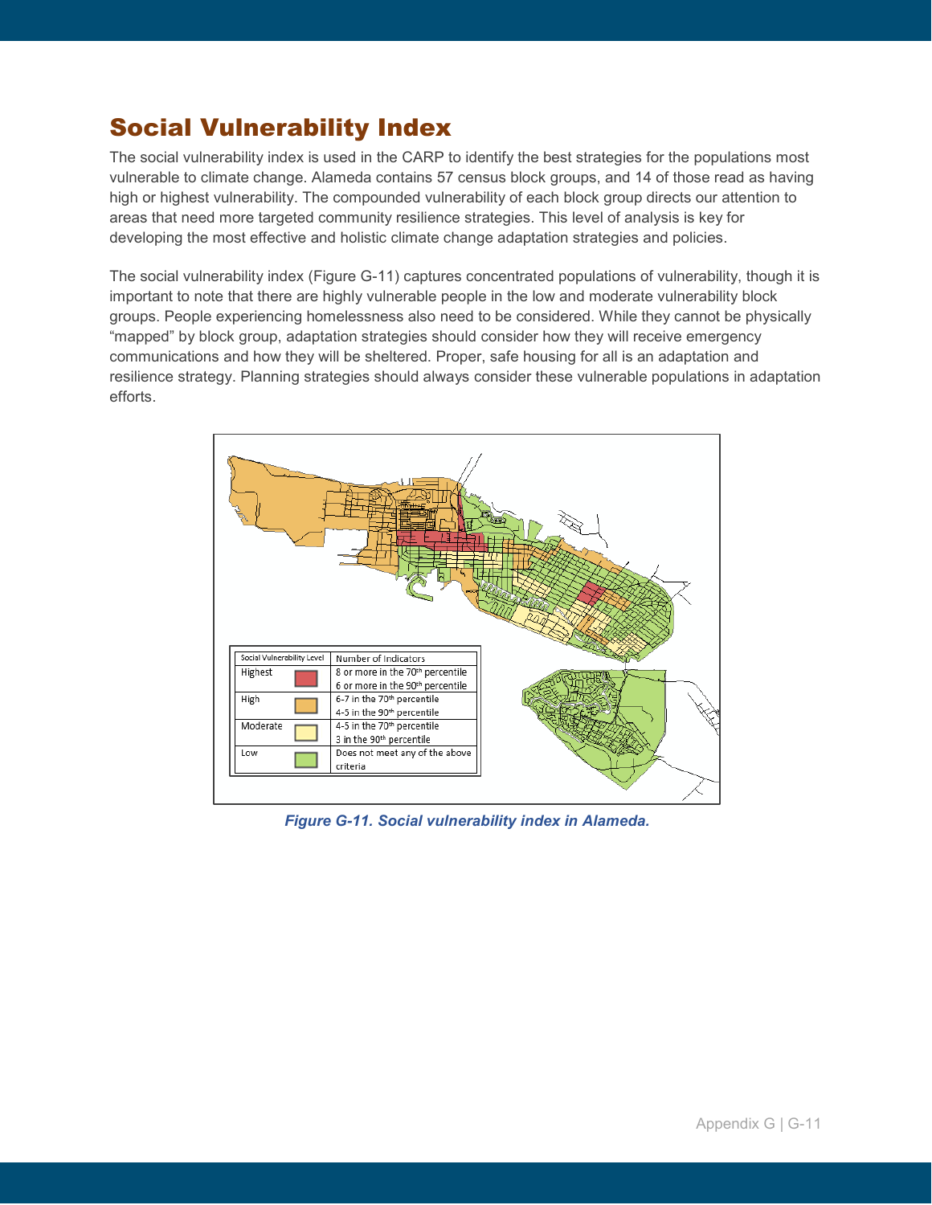# Social Vulnerability Index

The social vulnerability index is used in the CARP to identify the best strategies for the populations most vulnerable to climate change. Alameda contains 57 census block groups, and 14 of those read as having high or highest vulnerability. The compounded vulnerability of each block group directs our attention to areas that need more targeted community resilience strategies. This level of analysis is key for developing the most effective and holistic climate change adaptation strategies and policies.

The social vulnerability index (Figure G-11) captures concentrated populations of vulnerability, though it is important to note that there are highly vulnerable people in the low and moderate vulnerability block groups. People experiencing homelessness also need to be considered. While they cannot be physically "mapped" by block group, adaptation strategies should consider how they will receive emergency communications and how they will be sheltered. Proper, safe housing for all is an adaptation and resilience strategy. Planning strategies should always consider these vulnerable populations in adaptation efforts.

| Social Vulnerability Level | Number of Indicators |
| --- | --- |
| Highest | 8 or more in the 70th percentile; 6 or more in the 90th percentile |
| High | 6-7 in the 70th percentile; 4-5 in the 90th percentile |
| Moderate | 4-5 in the 70th percentile; 3 in the 90th percentile |
| Low | Does not meet any of the above criteria |

*Figure G-11. Social vulnerability index in Alameda.*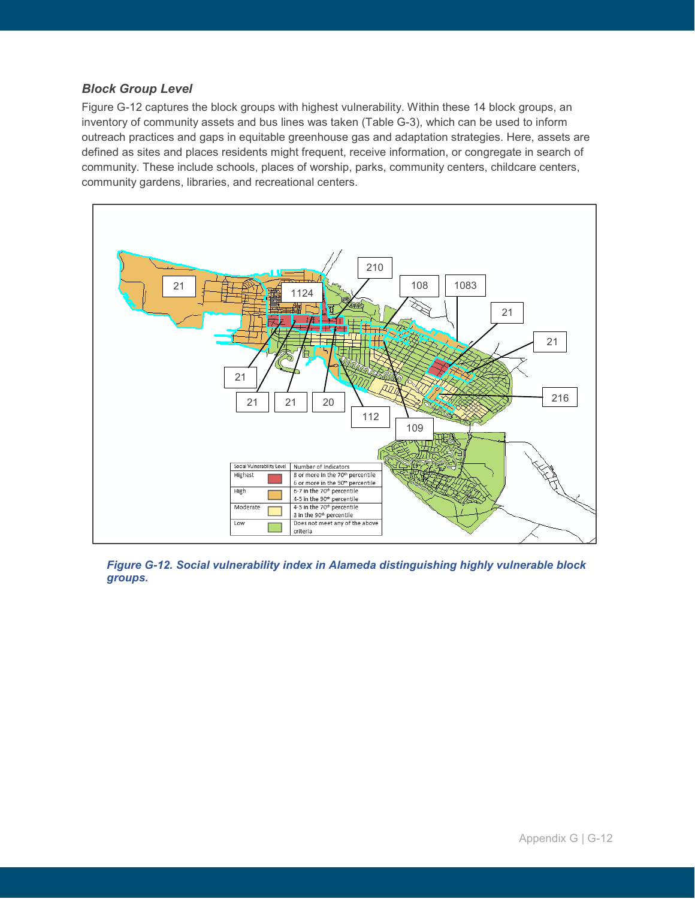### *Block Group Level*

Figure G-12 captures the block groups with highest vulnerability. Within these 14 block groups, an inventory of community assets and bus lines was taken (Table G-3), which can be used to inform outreach practices and gaps in equitable greenhouse gas and adaptation strategies. Here, assets are defined as sites and places residents might frequent, receive information, or congregate in search of community. These include schools, places of worship, parks, community centers, childcare centers, community gardens, libraries, and recreational centers.

***Figure G-12. Social vulnerability index in Alameda distinguishing highly vulnerable block groups.***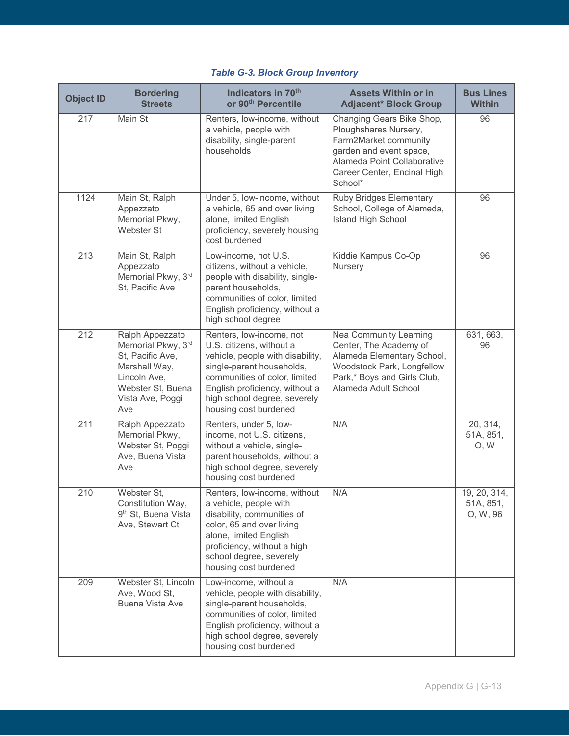*Table G-3. Block Group Inventory*

| Object ID | Bordering Streets | Indicators in 70th or 90th Percentile | Assets Within or in Adjacent* Block Group | Bus Lines Within |
|---|---|---|---|---|
| 217 | Main St | Renters, low-income, without a vehicle, people with disability, single-parent households | Changing Gears Bike Shop, Ploughshares Nursery, Farm2Market community garden and event space, Alameda Point Collaborative Career Center, Encinal High School* | 96 |
| 1124 | Main St, Ralph Appezzato Memorial Pkwy, Webster St | Under 5, low-income, without a vehicle, 65 and over living alone, limited English proficiency, severely housing cost burdened | Ruby Bridges Elementary School, College of Alameda, Island High School | 96 |
| 213 | Main St, Ralph Appezzato Memorial Pkwy, 3rd St, Pacific Ave | Low-income, not U.S. citizens, without a vehicle, people with disability, single-parent households, communities of color, limited English proficiency, without a high school degree | Kiddie Kampus Co-Op Nursery | 96 |
| 212 | Ralph Appezzato Memorial Pkwy, 3rd St, Pacific Ave, Marshall Way, Lincoln Ave, Webster St, Buena Vista Ave, Poggi Ave | Renters, low-income, not U.S. citizens, without a vehicle, people with disability, single-parent households, communities of color, limited English proficiency, without a high school degree, severely housing cost burdened | Nea Community Learning Center, The Academy of Alameda Elementary School, Woodstock Park, Longfellow Park,* Boys and Girls Club, Alameda Adult School | 631, 663, 96 |
| 211 | Ralph Appezzato Memorial Pkwy, Webster St, Poggi Ave, Buena Vista Ave | Renters, under 5, low-income, not U.S. citizens, without a vehicle, single-parent households, without a high school degree, severely housing cost burdened | N/A | 20, 314, 51A, 851, O, W |
| 210 | Webster St, Constitution Way, 9th St, Buena Vista Ave, Stewart Ct | Renters, low-income, without a vehicle, people with disability, communities of color, 65 and over living alone, limited English proficiency, without a high school degree, severely housing cost burdened | N/A | 19, 20, 314, 51A, 851, O, W, 96 |
| 209 | Webster St, Lincoln Ave, Wood St, Buena Vista Ave | Low-income, without a vehicle, people with disability, single-parent households, communities of color, limited English proficiency, without a high school degree, severely housing cost burdened | N/A | |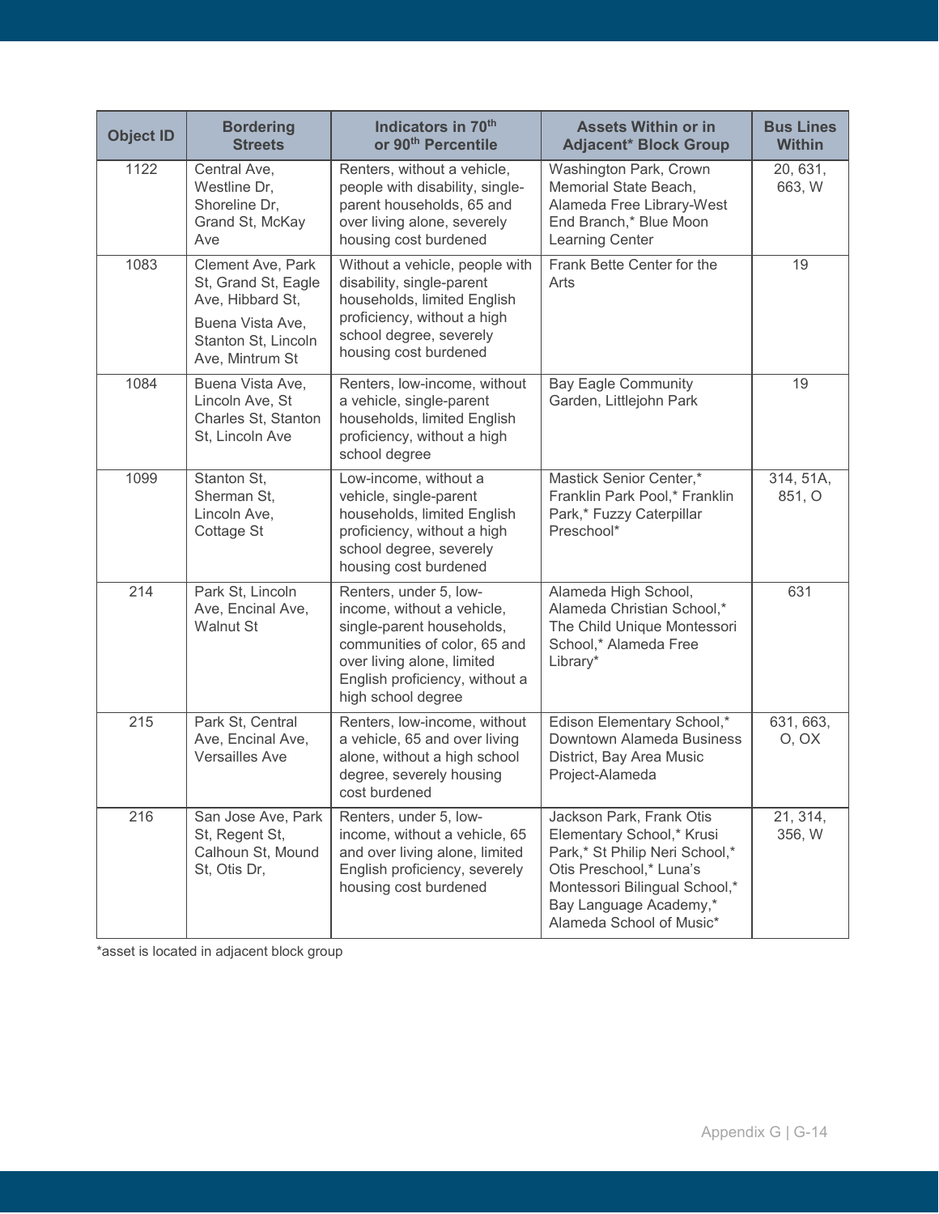| Object ID | Bordering Streets | Indicators in 70th or 90th Percentile | Assets Within or in Adjacent* Block Group | Bus Lines Within |
|---|---|---|---|---|
| 1122 | Central Ave, Westline Dr, Shoreline Dr, Grand St, McKay Ave | Renters, without a vehicle, people with disability, single-parent households, 65 and over living alone, severely housing cost burdened | Washington Park, Crown Memorial State Beach, Alameda Free Library-West End Branch,* Blue Moon Learning Center | 20, 631, 663, W |
| 1083 | Clement Ave, Park St, Grand St, Eagle Ave, Hibbard St, Buena Vista Ave, Stanton St, Lincoln Ave, Mintrum St | Without a vehicle, people with disability, single-parent households, limited English proficiency, without a high school degree, severely housing cost burdened | Frank Bette Center for the Arts | 19 |
| 1084 | Buena Vista Ave, Lincoln Ave, St Charles St, Stanton St, Lincoln Ave | Renters, low-income, without a vehicle, single-parent households, limited English proficiency, without a high school degree | Bay Eagle Community Garden, Littlejohn Park | 19 |
| 1099 | Stanton St, Sherman St, Lincoln Ave, Cottage St | Low-income, without a vehicle, single-parent households, limited English proficiency, without a high school degree, severely housing cost burdened | Mastick Senior Center,* Franklin Park Pool,* Franklin Park,* Fuzzy Caterpillar Preschool* | 314, 51A, 851, O |
| 214 | Park St, Lincoln Ave, Encinal Ave, Walnut St | Renters, under 5, low-income, without a vehicle, single-parent households, communities of color, 65 and over living alone, limited English proficiency, without a high school degree | Alameda High School, Alameda Christian School,* The Child Unique Montessori School,* Alameda Free Library* | 631 |
| 215 | Park St, Central Ave, Encinal Ave, Versailles Ave | Renters, low-income, without a vehicle, 65 and over living alone, without a high school degree, severely housing cost burdened | Edison Elementary School,* Downtown Alameda Business District, Bay Area Music Project-Alameda | 631, 663, O, OX |
| 216 | San Jose Ave, Park St, Regent St, Calhoun St, Mound St, Otis Dr, | Renters, under 5, low-income, without a vehicle, 65 and over living alone, limited English proficiency, severely housing cost burdened | Jackson Park, Frank Otis Elementary School,* Krusi Park,* St Philip Neri School,* Otis Preschool,* Luna's Montessori Bilingual School,* Bay Language Academy,* Alameda School of Music* | 21, 314, 356, W |

*asset is located in adjacent block group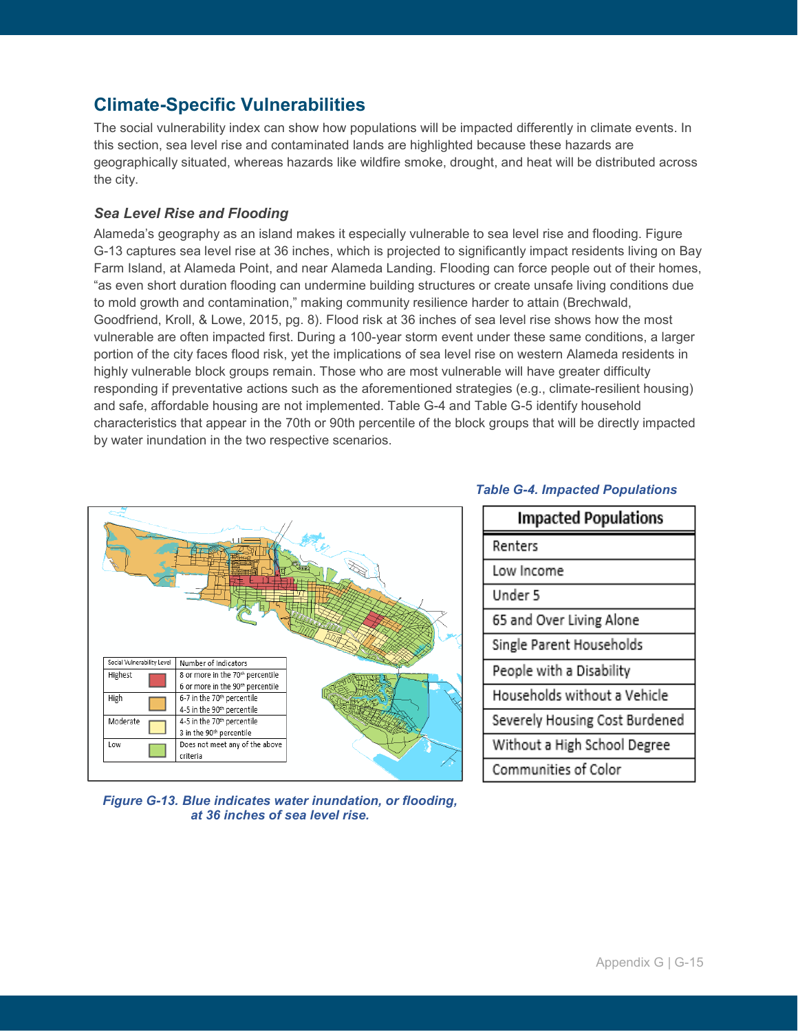## Climate-Specific Vulnerabilities

The social vulnerability index can show how populations will be impacted differently in climate events. In this section, sea level rise and contaminated lands are highlighted because these hazards are geographically situated, whereas hazards like wildfire smoke, drought, and heat will be distributed across the city.

### *Sea Level Rise and Flooding*

Alameda's geography as an island makes it especially vulnerable to sea level rise and flooding. Figure G-13 captures sea level rise at 36 inches, which is projected to significantly impact residents living on Bay Farm Island, at Alameda Point, and near Alameda Landing. Flooding can force people out of their homes, "as even short duration flooding can undermine building structures or create unsafe living conditions due to mold growth and contamination," making community resilience harder to attain (Brechwald, Goodfriend, Kroll, & Lowe, 2015, pg. 8). Flood risk at 36 inches of sea level rise shows how the most vulnerable are often impacted first. During a 100-year storm event under these same conditions, a larger portion of the city faces flood risk, yet the implications of sea level rise on western Alameda residents in highly vulnerable block groups remain. Those who are most vulnerable will have greater difficulty responding if preventative actions such as the aforementioned strategies (e.g., climate-resilient housing) and safe, affordable housing are not implemented. Table G-4 and Table G-5 identify household characteristics that appear in the 70th or 90th percentile of the block groups that will be directly impacted by water inundation in the two respective scenarios.

| Social Vulnerability Level | Number of Indicators |
|---|---|
| Highest | 8 or more in the 70th percentile<br>6 or more in the 90th percentile |
| High | 6-7 in the 70th percentile<br>4-5 in the 90th percentile |
| Moderate | 4-5 in the 70th percentile<br>3 in the 90th percentile |
| Low | Does not meet any of the above criteria |

*Figure G-13. Blue indicates water inundation, or flooding, at 36 inches of sea level rise.*

*Table G-4. Impacted Populations*

| Impacted Populations |
|---|
| Renters |
| Low Income |
| Under 5 |
| 65 and Over Living Alone |
| Single Parent Households |
| People with a Disability |
| Households without a Vehicle |
| Severely Housing Cost Burdened |
| Without a High School Degree |
| Communities of Color |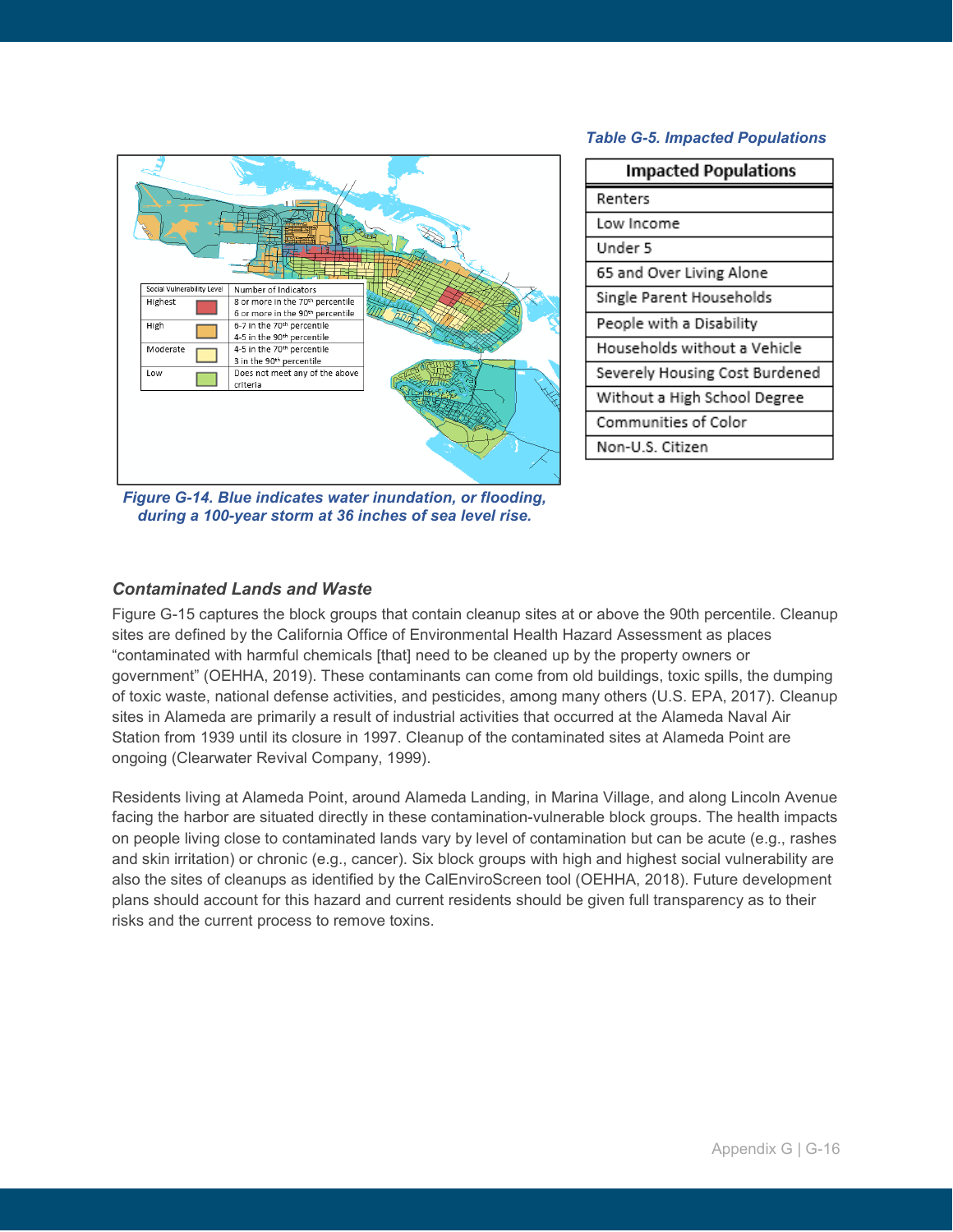Figure G-14. Blue indicates water inundation, or flooding, during a 100-year storm at 36 inches of sea level rise.

Table G-5. Impacted Populations

| Impacted Populations |
|---|
| Renters |
| Low Income |
| Under 5 |
| 65 and Over Living Alone |
| Single Parent Households |
| People with a Disability |
| Households without a Vehicle |
| Severely Housing Cost Burdened |
| Without a High School Degree |
| Communities of Color |
| Non-U.S. Citizen |

### Contaminated Lands and Waste

Figure G-15 captures the block groups that contain cleanup sites at or above the 90th percentile. Cleanup sites are defined by the California Office of Environmental Health Hazard Assessment as places "contaminated with harmful chemicals [that] need to be cleaned up by the property owners or government" (OEHHA, 2019). These contaminants can come from old buildings, toxic spills, the dumping of toxic waste, national defense activities, and pesticides, among many others (U.S. EPA, 2017). Cleanup sites in Alameda are primarily a result of industrial activities that occurred at the Alameda Naval Air Station from 1939 until its closure in 1997. Cleanup of the contaminated sites at Alameda Point are ongoing (Clearwater Revival Company, 1999).

Residents living at Alameda Point, around Alameda Landing, in Marina Village, and along Lincoln Avenue facing the harbor are situated directly in these contamination-vulnerable block groups. The health impacts on people living close to contaminated lands vary by level of contamination but can be acute (e.g., rashes and skin irritation) or chronic (e.g., cancer). Six block groups with high and highest social vulnerability are also the sites of cleanups as identified by the CalEnviroScreen tool (OEHHA, 2018). Future development plans should account for this hazard and current residents should be given full transparency as to their risks and the current process to remove toxins.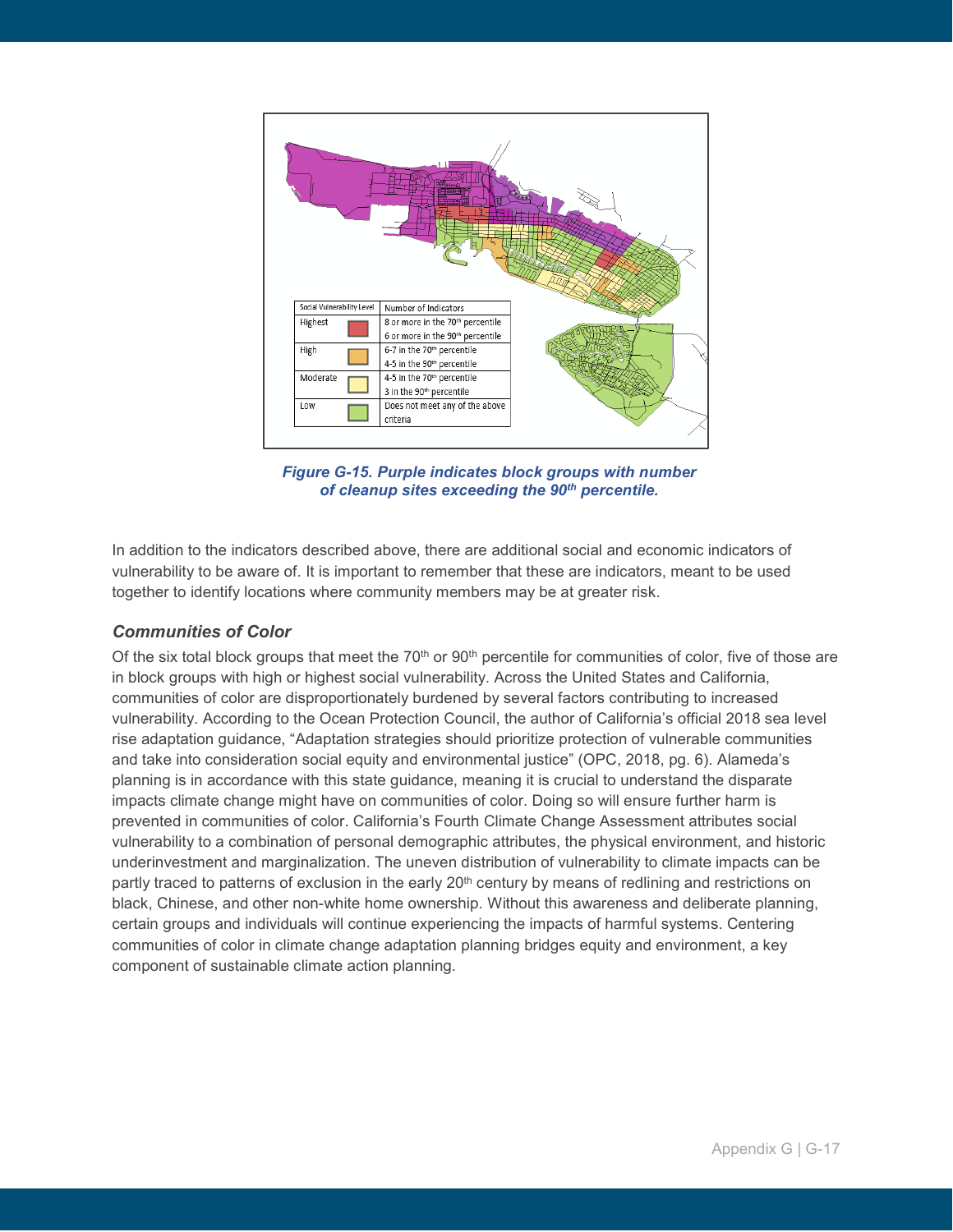| Social Vulnerability Level | | Number of Indicators |
| --- | --- | --- |
| Highest | | 8 or more in the 70th percentile<br>6 or more in the 90th percentile |
| High | | 6-7 in the 70th percentile<br>4-5 in the 90th percentile |
| Moderate | | 4-5 in the 70th percentile<br>3 in the 90th percentile |
| Low | | Does not meet any of the above criteria |

***Figure G-15. Purple indicates block groups with number of cleanup sites exceeding the 90th percentile.***

In addition to the indicators described above, there are additional social and economic indicators of vulnerability to be aware of. It is important to remember that these are indicators, meant to be used together to identify locations where community members may be at greater risk.

### *Communities of Color*

Of the six total block groups that meet the 70th or 90th percentile for communities of color, five of those are in block groups with high or highest social vulnerability. Across the United States and California, communities of color are disproportionately burdened by several factors contributing to increased vulnerability. According to the Ocean Protection Council, the author of California's official 2018 sea level rise adaptation guidance, "Adaptation strategies should prioritize protection of vulnerable communities and take into consideration social equity and environmental justice" (OPC, 2018, pg. 6). Alameda's planning is in accordance with this state guidance, meaning it is crucial to understand the disparate impacts climate change might have on communities of color. Doing so will ensure further harm is prevented in communities of color. California's Fourth Climate Change Assessment attributes social vulnerability to a combination of personal demographic attributes, the physical environment, and historic underinvestment and marginalization. The uneven distribution of vulnerability to climate impacts can be partly traced to patterns of exclusion in the early 20th century by means of redlining and restrictions on black, Chinese, and other non-white home ownership. Without this awareness and deliberate planning, certain groups and individuals will continue experiencing the impacts of harmful systems. Centering communities of color in climate change adaptation planning bridges equity and environment, a key component of sustainable climate action planning.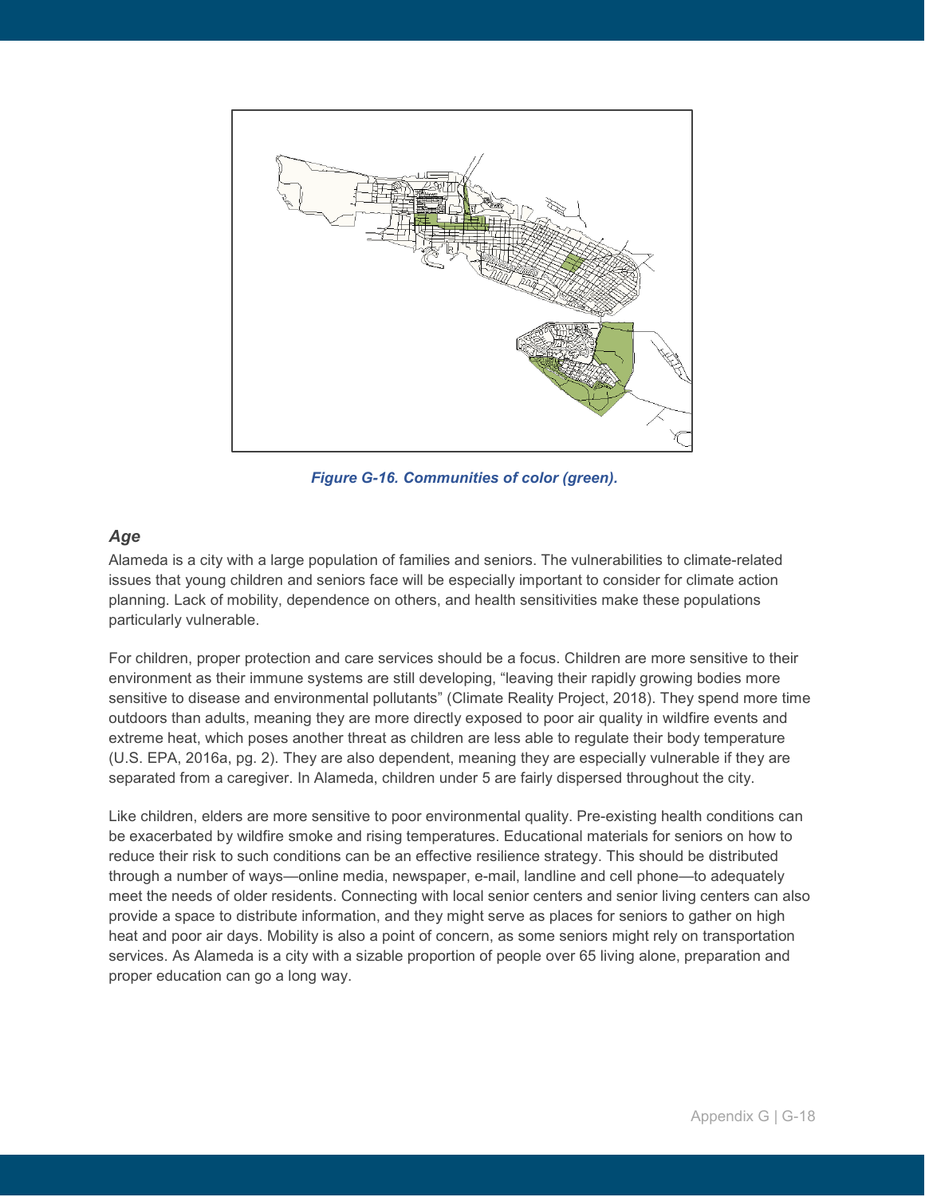*Figure G-16. Communities of color (green).*

### *Age*

Alameda is a city with a large population of families and seniors. The vulnerabilities to climate-related issues that young children and seniors face will be especially important to consider for climate action planning. Lack of mobility, dependence on others, and health sensitivities make these populations particularly vulnerable.

For children, proper protection and care services should be a focus. Children are more sensitive to their environment as their immune systems are still developing, "leaving their rapidly growing bodies more sensitive to disease and environmental pollutants" (Climate Reality Project, 2018). They spend more time outdoors than adults, meaning they are more directly exposed to poor air quality in wildfire events and extreme heat, which poses another threat as children are less able to regulate their body temperature (U.S. EPA, 2016a, pg. 2). They are also dependent, meaning they are especially vulnerable if they are separated from a caregiver. In Alameda, children under 5 are fairly dispersed throughout the city.

Like children, elders are more sensitive to poor environmental quality. Pre-existing health conditions can be exacerbated by wildfire smoke and rising temperatures. Educational materials for seniors on how to reduce their risk to such conditions can be an effective resilience strategy. This should be distributed through a number of ways—online media, newspaper, e-mail, landline and cell phone—to adequately meet the needs of older residents. Connecting with local senior centers and senior living centers can also provide a space to distribute information, and they might serve as places for seniors to gather on high heat and poor air days. Mobility is also a point of concern, as some seniors might rely on transportation services. As Alameda is a city with a sizable proportion of people over 65 living alone, preparation and proper education can go a long way.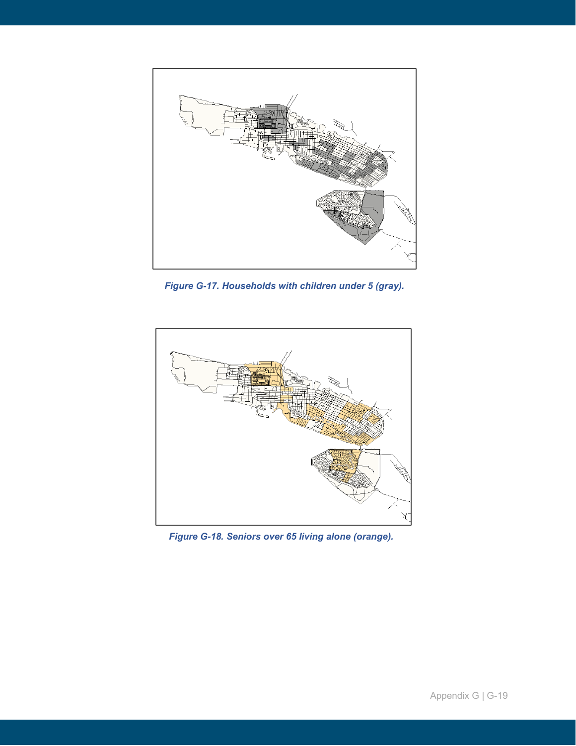*Figure G-17. Households with children under 5 (gray).*

*Figure G-18. Seniors over 65 living alone (orange).*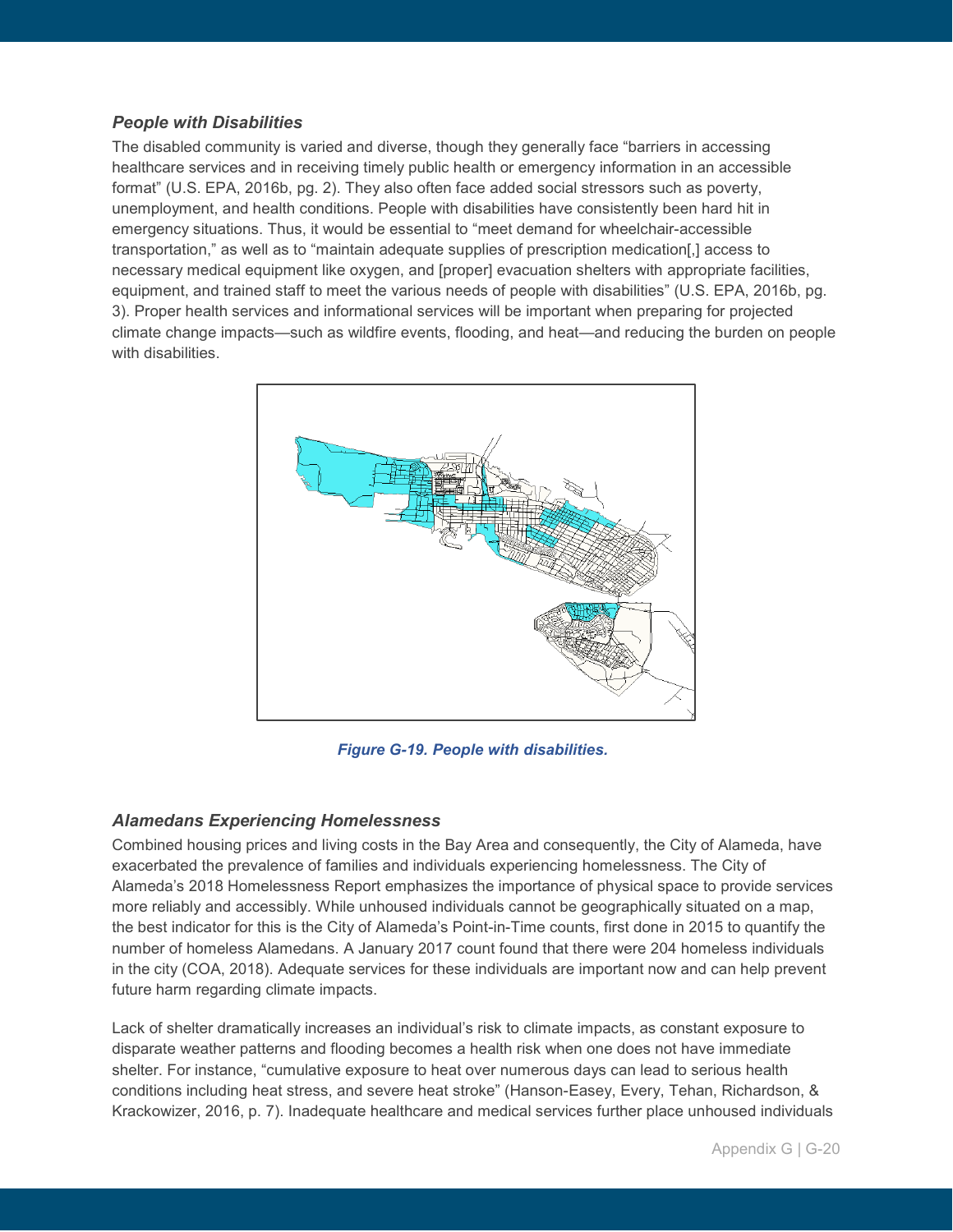### *People with Disabilities*

The disabled community is varied and diverse, though they generally face "barriers in accessing healthcare services and in receiving timely public health or emergency information in an accessible format" (U.S. EPA, 2016b, pg. 2). They also often face added social stressors such as poverty, unemployment, and health conditions. People with disabilities have consistently been hard hit in emergency situations. Thus, it would be essential to "meet demand for wheelchair-accessible transportation," as well as to "maintain adequate supplies of prescription medication[,] access to necessary medical equipment like oxygen, and [proper] evacuation shelters with appropriate facilities, equipment, and trained staff to meet the various needs of people with disabilities" (U.S. EPA, 2016b, pg. 3). Proper health services and informational services will be important when preparing for projected climate change impacts—such as wildfire events, flooding, and heat—and reducing the burden on people with disabilities.

*Figure G-19. People with disabilities.*

### *Alamedans Experiencing Homelessness*

Combined housing prices and living costs in the Bay Area and consequently, the City of Alameda, have exacerbated the prevalence of families and individuals experiencing homelessness. The City of Alameda's 2018 Homelessness Report emphasizes the importance of physical space to provide services more reliably and accessibly. While unhoused individuals cannot be geographically situated on a map, the best indicator for this is the City of Alameda's Point-in-Time counts, first done in 2015 to quantify the number of homeless Alamedans. A January 2017 count found that there were 204 homeless individuals in the city (COA, 2018). Adequate services for these individuals are important now and can help prevent future harm regarding climate impacts.

Lack of shelter dramatically increases an individual's risk to climate impacts, as constant exposure to disparate weather patterns and flooding becomes a health risk when one does not have immediate shelter. For instance, "cumulative exposure to heat over numerous days can lead to serious health conditions including heat stress, and severe heat stroke" (Hanson-Easey, Every, Tehan, Richardson, & Krackowizer, 2016, p. 7). Inadequate healthcare and medical services further place unhoused individuals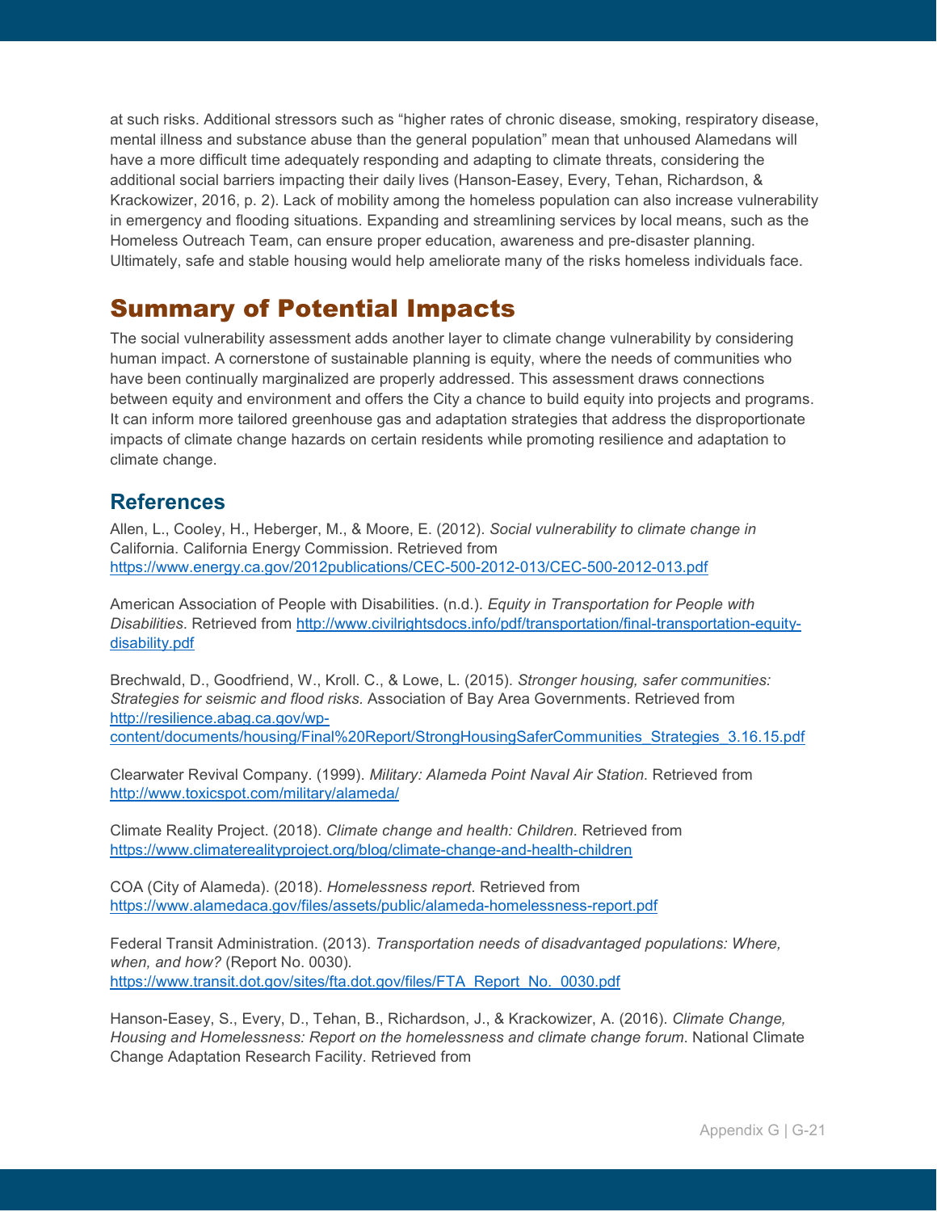at such risks. Additional stressors such as "higher rates of chronic disease, smoking, respiratory disease, mental illness and substance abuse than the general population" mean that unhoused Alamedans will have a more difficult time adequately responding and adapting to climate threats, considering the additional social barriers impacting their daily lives (Hanson-Easey, Every, Tehan, Richardson, & Krackowizer, 2016, p. 2). Lack of mobility among the homeless population can also increase vulnerability in emergency and flooding situations. Expanding and streamlining services by local means, such as the Homeless Outreach Team, can ensure proper education, awareness and pre-disaster planning. Ultimately, safe and stable housing would help ameliorate many of the risks homeless individuals face.

# Summary of Potential Impacts

The social vulnerability assessment adds another layer to climate change vulnerability by considering human impact. A cornerstone of sustainable planning is equity, where the needs of communities who have been continually marginalized are properly addressed. This assessment draws connections between equity and environment and offers the City a chance to build equity into projects and programs. It can inform more tailored greenhouse gas and adaptation strategies that address the disproportionate impacts of climate change hazards on certain residents while promoting resilience and adaptation to climate change.

## References

Allen, L., Cooley, H., Heberger, M., & Moore, E. (2012). *Social vulnerability to climate change in* California. California Energy Commission. Retrieved from https://www.energy.ca.gov/2012publications/CEC-500-2012-013/CEC-500-2012-013.pdf

American Association of People with Disabilities. (n.d.). *Equity in Transportation for People with Disabilities*. Retrieved from http://www.civilrightsdocs.info/pdf/transportation/final-transportation-equity-disability.pdf

Brechwald, D., Goodfriend, W., Kroll. C., & Lowe, L. (2015). *Stronger housing, safer communities: Strategies for seismic and flood risks*. Association of Bay Area Governments. Retrieved from http://resilience.abag.ca.gov/wp-content/documents/housing/Final%20Report/StrongHousingSaferCommunities_Strategies_3.16.15.pdf

Clearwater Revival Company. (1999). *Military: Alameda Point Naval Air Station*. Retrieved from http://www.toxicspot.com/military/alameda/

Climate Reality Project. (2018). *Climate change and health: Children*. Retrieved from https://www.climaterealityproject.org/blog/climate-change-and-health-children

COA (City of Alameda). (2018). *Homelessness report*. Retrieved from https://www.alamedaca.gov/files/assets/public/alameda-homelessness-report.pdf

Federal Transit Administration. (2013). *Transportation needs of disadvantaged populations: Where, when, and how?* (Report No. 0030). https://www.transit.dot.gov/sites/fta.dot.gov/files/FTA_Report_No._0030.pdf

Hanson-Easey, S., Every, D., Tehan, B., Richardson, J., & Krackowizer, A. (2016). *Climate Change, Housing and Homelessness: Report on the homelessness and climate change forum*. National Climate Change Adaptation Research Facility. Retrieved from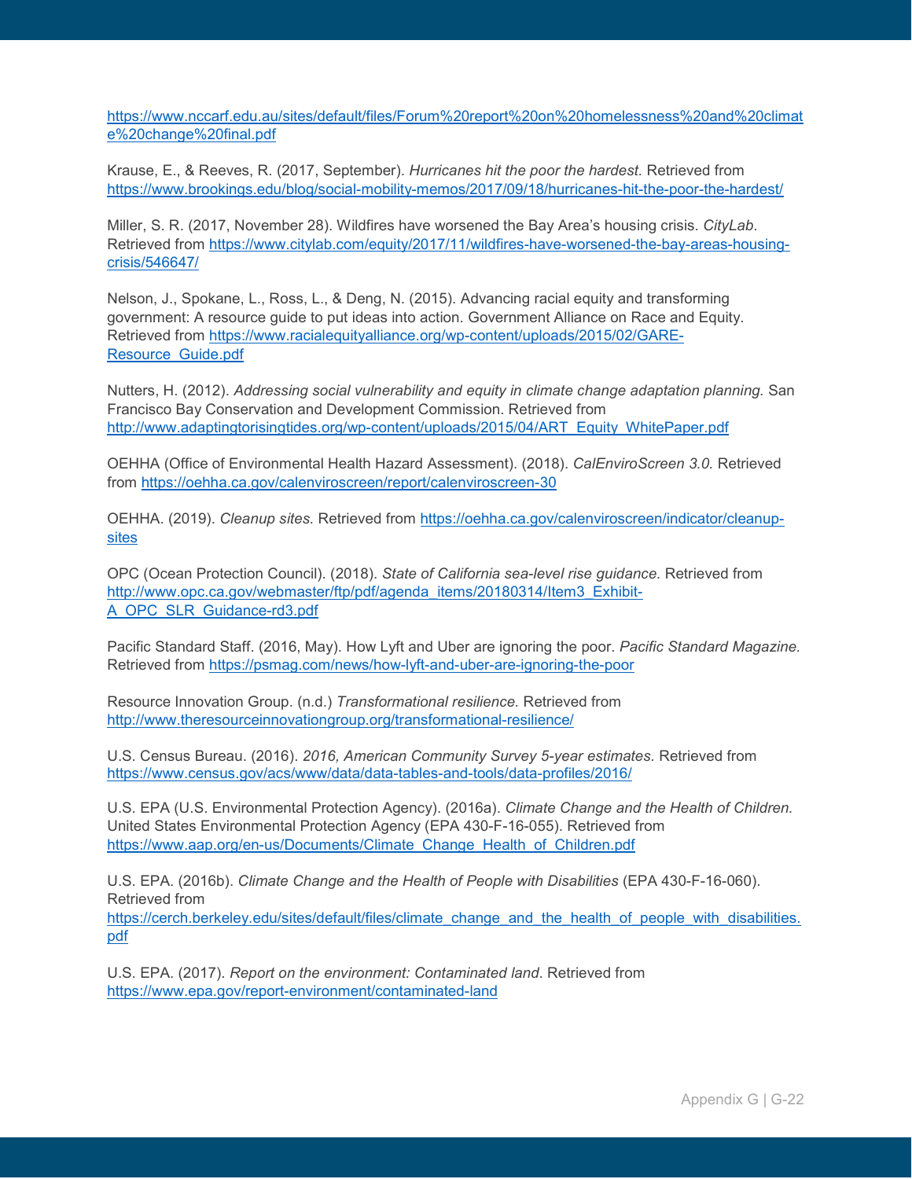https://www.nccarf.edu.au/sites/default/files/Forum%20report%20on%20homelessness%20and%20climate%20change%20final.pdf

Krause, E., & Reeves, R. (2017, September). *Hurricanes hit the poor the hardest.* Retrieved from https://www.brookings.edu/blog/social-mobility-memos/2017/09/18/hurricanes-hit-the-poor-the-hardest/

Miller, S. R. (2017, November 28). Wildfires have worsened the Bay Area's housing crisis. *CityLab*. Retrieved from https://www.citylab.com/equity/2017/11/wildfires-have-worsened-the-bay-areas-housing-crisis/546647/

Nelson, J., Spokane, L., Ross, L., & Deng, N. (2015). Advancing racial equity and transforming government: A resource guide to put ideas into action. Government Alliance on Race and Equity. Retrieved from https://www.racialequityalliance.org/wp-content/uploads/2015/02/GARE-Resource_Guide.pdf

Nutters, H. (2012). *Addressing social vulnerability and equity in climate change adaptation planning.* San Francisco Bay Conservation and Development Commission. Retrieved from http://www.adaptingtorisingtides.org/wp-content/uploads/2015/04/ART_Equity_WhitePaper.pdf

OEHHA (Office of Environmental Health Hazard Assessment). (2018). *CalEnviroScreen 3.0.* Retrieved from https://oehha.ca.gov/calenviroscreen/report/calenviroscreen-30

OEHHA. (2019). *Cleanup sites.* Retrieved from https://oehha.ca.gov/calenviroscreen/indicator/cleanup-sites

OPC (Ocean Protection Council). (2018). *State of California sea-level rise guidance.* Retrieved from http://www.opc.ca.gov/webmaster/ftp/pdf/agenda_items/20180314/Item3_Exhibit-A_OPC_SLR_Guidance-rd3.pdf

Pacific Standard Staff. (2016, May). How Lyft and Uber are ignoring the poor. *Pacific Standard Magazine.* Retrieved from https://psmag.com/news/how-lyft-and-uber-are-ignoring-the-poor

Resource Innovation Group. (n.d.) *Transformational resilience.* Retrieved from http://www.theresourceinnovationgroup.org/transformational-resilience/

U.S. Census Bureau. (2016). *2016, American Community Survey 5-year estimates.* Retrieved from https://www.census.gov/acs/www/data/data-tables-and-tools/data-profiles/2016/

U.S. EPA (U.S. Environmental Protection Agency). (2016a). *Climate Change and the Health of Children.* United States Environmental Protection Agency (EPA 430-F-16-055). Retrieved from https://www.aap.org/en-us/Documents/Climate_Change_Health_of_Children.pdf

U.S. EPA. (2016b). *Climate Change and the Health of People with Disabilities* (EPA 430-F-16-060). Retrieved from https://cerch.berkeley.edu/sites/default/files/climate_change_and_the_health_of_people_with_disabilities.pdf

U.S. EPA. (2017). *Report on the environment: Contaminated land*. Retrieved from https://www.epa.gov/report-environment/contaminated-land